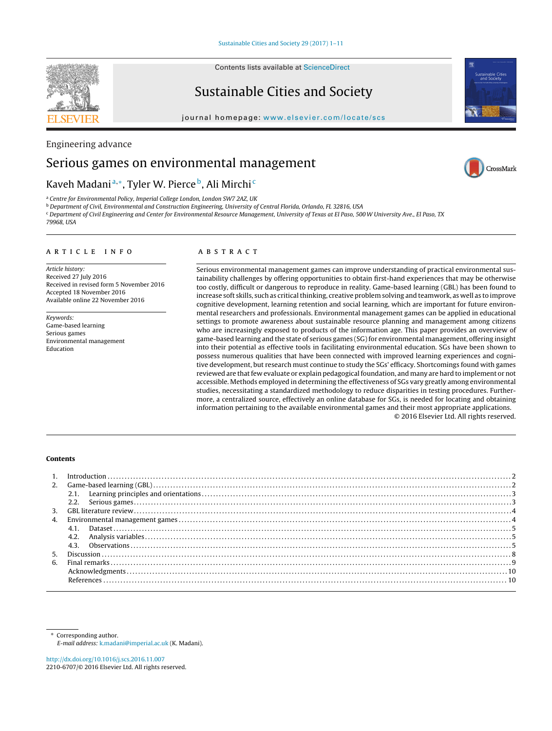Engineering advance

# Serious games on environmental management

Kaveh Madani[a,*], Tyler W. Pierce[b], Ali Mirchi[c]

[a] Centre for Environmental Policy, Imperial College London, London SW7 2AZ, UK
[b] Department of Civil, Environmental and Construction Engineering, University of Central Florida, Orlando, FL 32816, USA
[c] Department of Civil Engineering and Center for Environmental Resource Management, University of Texas at El Paso, 500 W University Ave., El Paso, TX 79968, USA

## ARTICLE INFO

*Article history:*
Received 27 July 2016
Received in revised form 5 November 2016
Accepted 18 November 2016
Available online 22 November 2016

*Keywords:*
Game-based learning
Serious games
Environmental management
Education

## ABSTRACT

Serious environmental management games can improve understanding of practical environmental sustainability challenges by offering opportunities to obtain first-hand experiences that may be otherwise too costly, difficult or dangerous to reproduce in reality. Game-based learning (GBL) has been found to increase soft skills, such as critical thinking, creative problem solving and teamwork, as well as to improve cognitive development, learning retention and social learning, which are important for future environmental researchers and professionals. Environmental management games can be applied in educational settings to promote awareness about sustainable resource planning and management among citizens who are increasingly exposed to products of the information age. This paper provides an overview of game-based learning and the state of serious games (SG) for environmental management, offering insight into their potential as effective tools in facilitating environmental education. SGs have been shown to possess numerous qualities that have been connected with improved learning experiences and cognitive development, but research must continue to study the SGs' efficacy. Shortcomings found with games reviewed are that few evaluate or explain pedagogical foundation, and many are hard to implement or not accessible. Methods employed in determining the effectiveness of SGs vary greatly among environmental studies, necessitating a standardized methodology to reduce disparities in testing procedures. Furthermore, a centralized source, effectively an online database for SGs, is needed for locating and obtaining information pertaining to the available environmental games and their most appropriate applications.

© 2016 Elsevier Ltd. All rights reserved.

**Contents**

1. Introduction . . . 2
2. Game-based learning (GBL) . . . 2
   2.1. Learning principles and orientations . . . 3
   2.2. Serious games . . . 3
3. GBL literature review . . . 4
4. Environmental management games . . . 4
   4.1. Dataset . . . 5
   4.2. Analysis variables . . . 5
   4.3. Observations . . . 5
5. Discussion . . . 8
6. Final remarks . . . 9

Acknowledgments . . . 10
References . . . 10

* Corresponding author.
*E-mail address:* k.madani@imperial.ac.uk (K. Madani).

http://dx.doi.org/10.1016/j.scs.2016.11.007
2210-6707/© 2016 Elsevier Ltd. All rights reserved.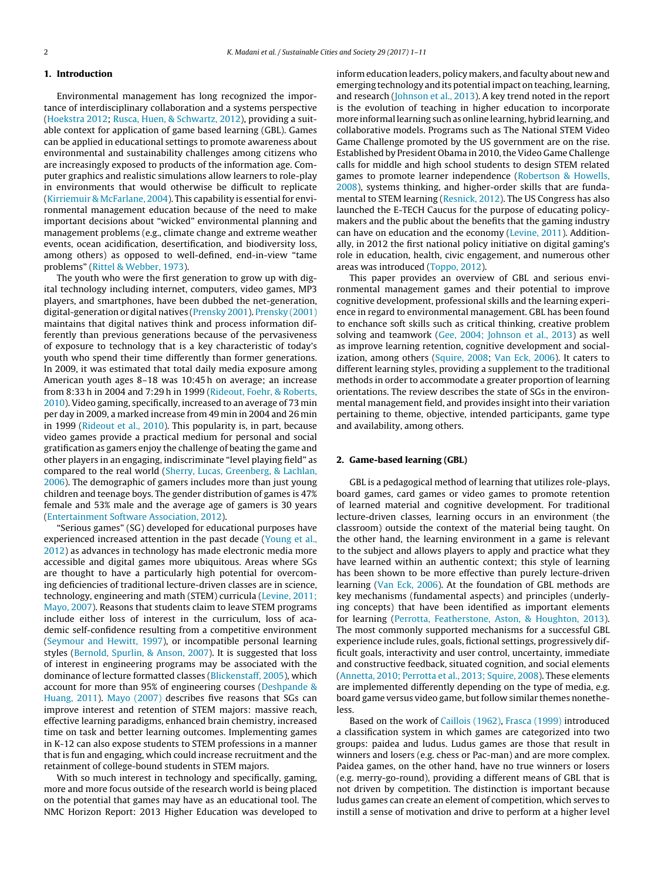## 1. Introduction

Environmental management has long recognized the importance of interdisciplinary collaboration and a systems perspective (Hoekstra 2012; Rusca, Huen, & Schwartz, 2012), providing a suitable context for application of game based learning (GBL). Games can be applied in educational settings to promote awareness about environmental and sustainability challenges among citizens who are increasingly exposed to products of the information age. Computer graphics and realistic simulations allow learners to role-play in environments that would otherwise be difficult to replicate (Kirriemuir & McFarlane, 2004). This capability is essential for environmental management education because of the need to make important decisions about "wicked" environmental planning and management problems (e.g., climate change and extreme weather events, ocean acidification, desertification, and biodiversity loss, among others) as opposed to well-defined, end-in-view "tame problems" (Rittel & Webber, 1973).

The youth who were the first generation to grow up with digital technology including internet, computers, video games, MP3 players, and smartphones, have been dubbed the net-generation, digital-generation or digital natives (Prensky 2001). Prensky (2001) maintains that digital natives think and process information differently than previous generations because of the pervasiveness of exposure to technology that is a key characteristic of today's youth who spend their time differently than former generations. In 2009, it was estimated that total daily media exposure among American youth ages 8–18 was 10:45 h on average; an increase from 8:33 h in 2004 and 7:29 h in 1999 (Rideout, Foehr, & Roberts, 2010). Video gaming, specifically, increased to an average of 73 min per day in 2009, a marked increase from 49 min in 2004 and 26 min in 1999 (Rideout et al., 2010). This popularity is, in part, because video games provide a practical medium for personal and social gratification as gamers enjoy the challenge of beating the game and other players in an engaging, indiscriminate "level playing field" as compared to the real world (Sherry, Lucas, Greenberg, & Lachlan, 2006). The demographic of gamers includes more than just young children and teenage boys. The gender distribution of games is 47% female and 53% male and the average age of gamers is 30 years (Entertainment Software Association, 2012).

"Serious games" (SG) developed for educational purposes have experienced increased attention in the past decade (Young et al., 2012) as advances in technology has made electronic media more accessible and digital games more ubiquitous. Areas where SGs are thought to have a particularly high potential for overcoming deficiencies of traditional lecture-driven classes are in science, technology, engineering and math (STEM) curricula (Levine, 2011; Mayo, 2007). Reasons that students claim to leave STEM programs include either loss of interest in the curriculum, loss of academic self-confidence resulting from a competitive environment (Seymour and Hewitt, 1997), or incompatible personal learning styles (Bernold, Spurlin, & Anson, 2007). It is suggested that loss of interest in engineering programs may be associated with the dominance of lecture formatted classes (Blickenstaff, 2005), which account for more than 95% of engineering courses (Deshpande & Huang, 2011). Mayo (2007) describes five reasons that SGs can improve interest and retention of STEM majors: massive reach, effective learning paradigms, enhanced brain chemistry, increased time on task and better learning outcomes. Implementing games in K-12 can also expose students to STEM professions in a manner that is fun and engaging, which could increase recruitment and the retainment of college-bound students in STEM majors.

With so much interest in technology and specifically, gaming, more and more focus outside of the research world is being placed on the potential that games may have as an educational tool. The NMC Horizon Report: 2013 Higher Education was developed to inform education leaders, policy makers, and faculty about new and emerging technology and its potential impact on teaching, learning, and research (Johnson et al., 2013). A key trend noted in the report is the evolution of teaching in higher education to incorporate more informal learning such as online learning, hybrid learning, and collaborative models. Programs such as The National STEM Video Game Challenge promoted by the US government are on the rise. Established by President Obama in 2010, the Video Game Challenge calls for middle and high school students to design STEM related games to promote learner independence (Robertson & Howells, 2008), systems thinking, and higher-order skills that are fundamental to STEM learning (Resnick, 2012). The US Congress has also launched the E-TECH Caucus for the purpose of educating policymakers and the public about the benefits that the gaming industry can have on education and the economy (Levine, 2011). Additionally, in 2012 the first national policy initiative on digital gaming's role in education, health, civic engagement, and numerous other areas was introduced (Toppo, 2012).

This paper provides an overview of GBL and serious environmental management games and their potential to improve cognitive development, professional skills and the learning experience in regard to environmental management. GBL has been found to enchance soft skills such as critical thinking, creative problem solving and teamwork (Gee, 2004; Johnson et al., 2013) as well as improve learning retention, cognitive development and socialization, among others (Squire, 2008; Van Eck, 2006). It caters to different learning styles, providing a supplement to the traditional methods in order to accommodate a greater proportion of learning orientations. The review describes the state of SGs in the environmental management field, and provides insight into their variation pertaining to theme, objective, intended participants, game type and availability, among others.

## 2. Game-based learning (GBL)

GBL is a pedagogical method of learning that utilizes role-plays, board games, card games or video games to promote retention of learned material and cognitive development. For traditional lecture-driven classes, learning occurs in an environment (the classroom) outside the context of the material being taught. On the other hand, the learning environment in a game is relevant to the subject and allows players to apply and practice what they have learned within an authentic context; this style of learning has been shown to be more effective than purely lecture-driven learning (Van Eck, 2006). At the foundation of GBL methods are key mechanisms (fundamental aspects) and principles (underlying concepts) that have been identified as important elements for learning (Perrotta, Featherstone, Aston, & Houghton, 2013). The most commonly supported mechanisms for a successful GBL experience include rules, goals, fictional settings, progressively difficult goals, interactivity and user control, uncertainty, immediate and constructive feedback, situated cognition, and social elements (Annetta, 2010; Perrotta et al., 2013; Squire, 2008). These elements are implemented differently depending on the type of media, e.g. board game versus video game, but follow similar themes nonetheless.

Based on the work of Caillois (1962), Frasca (1999) introduced a classification system in which games are categorized into two groups: paidea and ludus. Ludus games are those that result in winners and losers (e.g. chess or Pac-man) and are more complex. Paidea games, on the other hand, have no true winners or losers (e.g. merry-go-round), providing a different means of GBL that is not driven by competition. The distinction is important because ludus games can create an element of competition, which serves to instill a sense of motivation and drive to perform at a higher level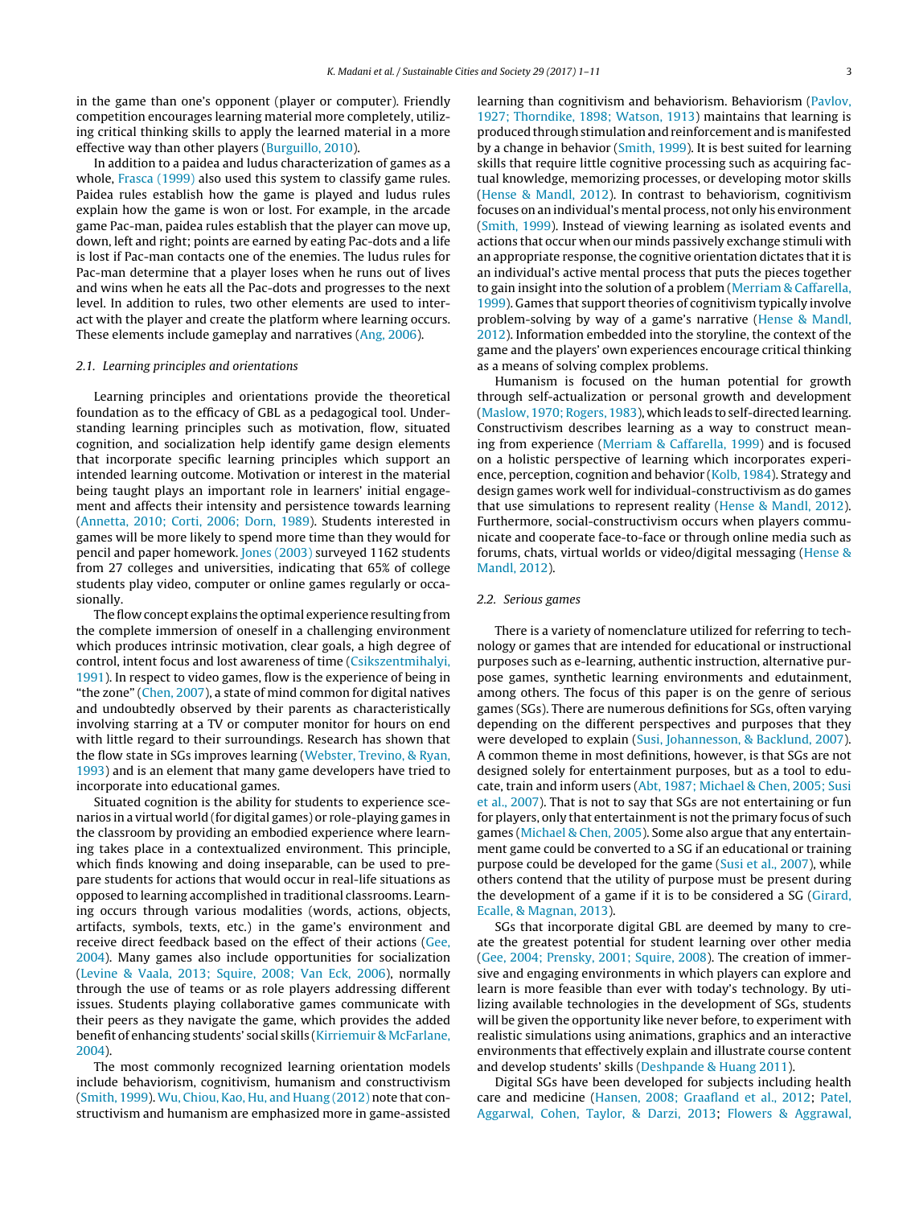in the game than one's opponent (player or computer). Friendly competition encourages learning material more completely, utilizing critical thinking skills to apply the learned material in a more effective way than other players (Burguillo, 2010).

In addition to a paidea and ludus characterization of games as a whole, Frasca (1999) also used this system to classify game rules. Paidea rules establish how the game is played and ludus rules explain how the game is won or lost. For example, in the arcade game Pac-man, paidea rules establish that the player can move up, down, left and right; points are earned by eating Pac-dots and a life is lost if Pac-man contacts one of the enemies. The ludus rules for Pac-man determine that a player loses when he runs out of lives and wins when he eats all the Pac-dots and progresses to the next level. In addition to rules, two other elements are used to interact with the player and create the platform where learning occurs. These elements include gameplay and narratives (Ang, 2006).

### 2.1. Learning principles and orientations

Learning principles and orientations provide the theoretical foundation as to the efficacy of GBL as a pedagogical tool. Understanding learning principles such as motivation, flow, situated cognition, and socialization help identify game design elements that incorporate specific learning principles which support an intended learning outcome. Motivation or interest in the material being taught plays an important role in learners' initial engagement and affects their intensity and persistence towards learning (Annetta, 2010; Corti, 2006; Dorn, 1989). Students interested in games will be more likely to spend more time than they would for pencil and paper homework. Jones (2003) surveyed 1162 students from 27 colleges and universities, indicating that 65% of college students play video, computer or online games regularly or occasionally.

The flow concept explains the optimal experience resulting from the complete immersion of oneself in a challenging environment which produces intrinsic motivation, clear goals, a high degree of control, intent focus and least awareness of time (Csikszentmihalyi, 1991). In respect to video games, flow is the experience of being in "the zone" (Chen, 2007), a state of mind common for digital natives and undoubtedly observed by their parents as characteristically involving starring at a TV or computer monitor for hours on end with little regard to their surroundings. Research has shown that the flow state in SGs improves learning (Webster, Trevino, & Ryan, 1993) and is an element that many game developers have tried to incorporate into educational games.

Situated cognition is the ability for students to experience scenarios in a virtual world (for digital games) or role-playing games in the classroom by providing an embodied experience where learning takes place in a contextualized environment. This principle, which finds knowing and doing inseparable, can be used to prepare students for actions that would occur in real-life situations as opposed to learning accomplished in traditional classrooms. Learning occurs through various modalities (words, actions, objects, artifacts, symbols, texts, etc.) in the game's environment and receive direct feedback based on the effect of their actions (Gee, 2004). Many games also include opportunities for socialization (Levine & Vaala, 2013; Squire, 2008; Van Eck, 2006), normally through the use of teams or as role players addressing different issues. Students playing collaborative games communicate with their peers as they navigate the game, which provides the added benefit of enhancing students' social skills (Kirriemuir & McFarlane, 2004).

The most commonly recognized learning orientation models include behaviorism, cognitivism, humanism and constructivism (Smith, 1999). Wu, Chiou, Kao, Hu, and Huang (2012) note that constructivism and humanism are emphasized more in game-assisted learning than cognitivism and behaviorism. Behaviorism (Pavlov, 1927; Thorndike, 1898; Watson, 1913) maintains that learning is produced through stimulation and reinforcement and is manifested by a change in behavior (Smith, 1999). It is best suited for learning skills that require little cognitive processing such as acquiring factual knowledge, memorizing processes, or developing motor skills (Hense & Mandl, 2012). In contrast to behaviorism, cognitivism focuses on an individual's mental process, not only his environment (Smith, 1999). Instead of viewing learning as isolated events and actions that occur when our minds passively exchange stimuli with an appropriate response, the cognitive orientation dictates that it is an individual's active mental process that puts the pieces together to gain insight into the solution of a problem (Merriam & Caffarella, 1999). Games that support theories of cognitivism typically involve problem-solving by way of a game's narrative (Hense & Mandl, 2012). Information embedded into the storyline, the context of the game and the players' own experiences encourage critical thinking as a means of solving complex problems.

Humanism is focused on the human potential for growth through self-actualization or personal growth and development (Maslow, 1970; Rogers, 1983), which leads to self-directed learning. Constructivism describes learning as a way to construct meaning from experience (Merriam & Caffarella, 1999) and is focused on a holistic perspective of learning which incorporates experience, perception, cognition and behavior (Kolb, 1984). Strategy and design games work well for individual-constructivism as do games that use simulations to represent reality (Hense & Mandl, 2012). Furthermore, social-constructivism occurs when players communicate and cooperate face-to-face or through online media such as forums, chats, virtual worlds or video/digital messaging (Hense & Mandl, 2012).

### 2.2. Serious games

There is a variety of nomenclature utilized for referring to technology or games that are intended for educational or instructional purposes such as e-learning, authentic instruction, alternative purpose games, synthetic learning environments and edutainment, among others. The focus of this paper is on the genre of serious games (SGs). There are numerous definitions for SGs, often varying depending on the different perspectives and purposes that they were developed to explain (Susi, Johannesson, & Backlund, 2007). A common theme in most definitions, however, is that SGs are not designed solely for entertainment purposes, but as a tool to educate, train and inform users (Abt, 1987; Michael & Chen, 2005; Susi et al., 2007). That is not to say that SGs are not entertaining or fun for players, only that entertainment is not the primary focus of such games (Michael & Chen, 2005). Some also argue that any entertainment game could be converted to a SG if an educational or training purpose could be developed for the game (Susi et al., 2007), while others contend that the utility of purpose must be present during the development of a game if it is to be considered a SG (Girard, Ecalle, & Magnan, 2013).

SGs that incorporate digital GBL are deemed by many to create the greatest potential for student learning over other media (Gee, 2004; Prensky, 2001; Squire, 2008). The creation of immersive and engaging environments in which players can explore and learn is more feasible than ever with today's technology. By utilizing available technologies in the development of SGs, students will be given the opportunity like never before, to experiment with realistic simulations using animations, graphics and an interactive environments that effectively explain and illustrate course content and develop students' skills (Deshpande & Huang 2011).

Digital SGs have been developed for subjects including health care and medicine (Hansen, 2008; Graafland et al., 2012; Patel, Aggarwal, Cohen, Taylor, & Darzi, 2013; Flowers & Aggrawal,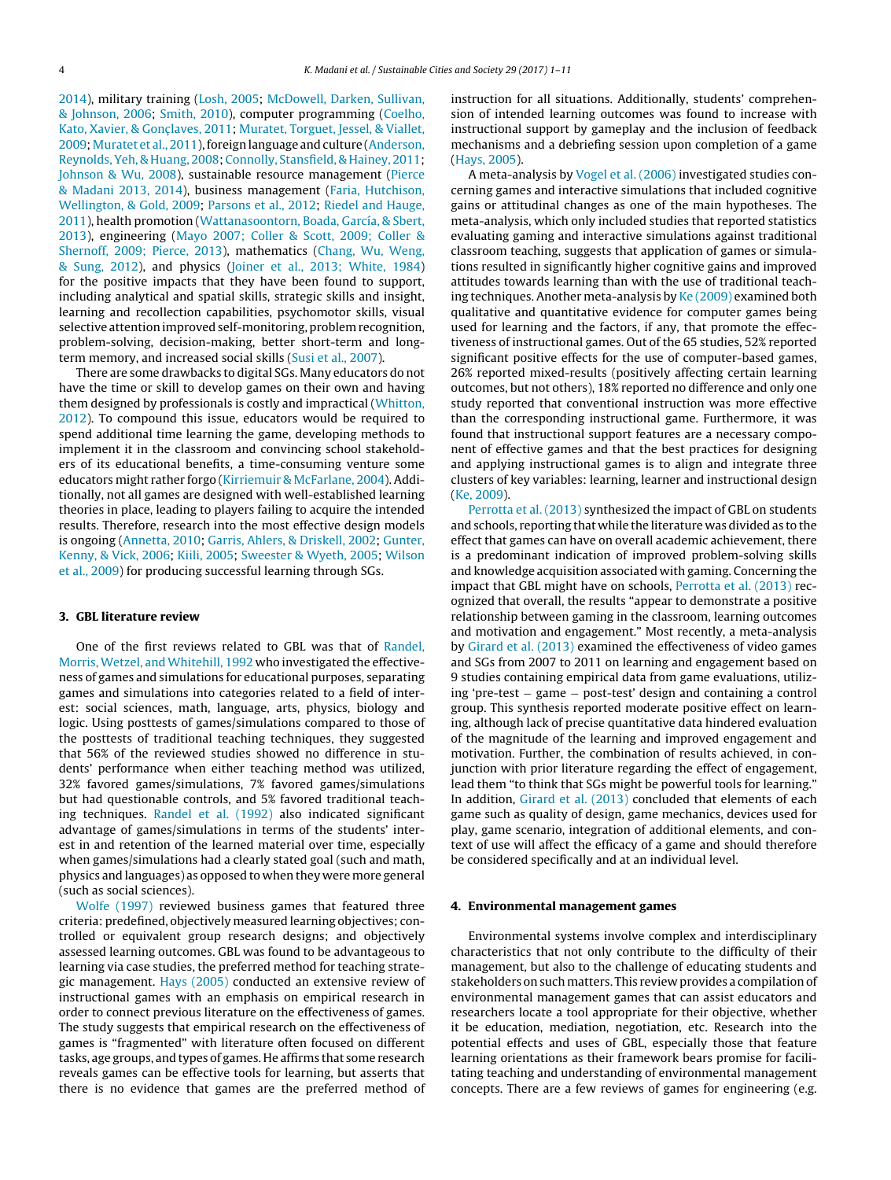2014), military training (Losh, 2005; McDowell, Darken, Sullivan, & Johnson, 2006; Smith, 2010), computer programming (Coelho, Kato, Xavier, & Gonçlaves, 2011; Muratet, Torguet, Jessel, & Viallet, 2009; Muratet et al., 2011), foreign language and culture (Anderson, Reynolds, Yeh, & Huang, 2008; Connolly, Stansfield, & Hainey, 2011; Johnson & Wu, 2008), sustainable resource management (Pierce & Madani 2013, 2014), business management (Faria, Hutchison, Wellington, & Gold, 2009; Parsons et al., 2012; Riedel and Hauge, 2011), health promotion (Wattanasoontorn, Boada, García, & Sbert, 2013), engineering (Mayo 2007; Coller & Scott, 2009; Coller & Shernoff, 2009; Pierce, 2013), mathematics (Chang, Wu, Weng, & Sung, 2012), and physics (Joiner et al., 2013; White, 1984) for the positive impacts that they have been found to support, including analytical and spatial skills, strategic skills and insight, learning and recollection capabilities, psychomotor skills, visual selective attention improved self-monitoring, problem recognition, problem-solving, decision-making, better short-term and long-term memory, and increased social skills (Susi et al., 2007).

There are some drawbacks to digital SGs. Many educators do not have the time or skill to develop games on their own and having them designed by professionals is costly and impractical (Whitton, 2012). To compound this issue, educators would be required to spend additional time learning the game, developing methods to implement it in the classroom and convincing school stakeholders of its educational benefits, a time-consuming venture some educators might rather forgo (Kirriemuir & McFarlane, 2004). Additionally, not all games are designed with well-established learning theories in place, leading to players failing to acquire the intended results. Therefore, research into the most effective design models is ongoing (Annetta, 2010; Garris, Ahlers, & Driskell, 2002; Gunter, Kenny, & Vick, 2006; Kiili, 2005; Sweester & Wyeth, 2005; Wilson et al., 2009) for producing successful learning through SGs.

## 3. GBL literature review

One of the first reviews related to GBL was that of Randel, Morris, Wetzel, and Whitehill, 1992 who investigated the effectiveness of games and simulations for educational purposes, separating games and simulations into categories related to a field of interest: social sciences, math, language, arts, physics, biology and logic. Using posttests of games/simulations compared to those of the posttests of traditional teaching techniques, they suggested that 56% of the reviewed studies showed no difference in students' performance when either teaching method was utilized, 32% favored games/simulations, 7% favored games/simulations but had questionable controls, and 5% favored traditional teaching techniques. Randel et al. (1992) also indicated significant advantage of games/simulations in terms of the students' interest in and retention of the learned material over time, especially when games/simulations had a clearly stated goal (such and math, physics and languages) as opposed to when they were more general (such as social sciences).

Wolfe (1997) reviewed business games that featured three criteria: predefined, objectively measured learning objectives; controlled or equivalent group research designs; and objectively assessed learning outcomes. GBL was found to be advantageous to learning via case studies, the preferred method for teaching strategic management. Hays (2005) conducted an extensive review of instructional games with an emphasis on empirical research in order to connect previous literature on the effectiveness of games. The study suggests that empirical research on the effectiveness of games is "fragmented" with literature often focused on different tasks, age groups, and types of games. He affirms that some research reveals games can be effective tools for learning, but asserts that there is no evidence that games are the preferred method of instruction for all situations. Additionally, students' comprehension of intended learning outcomes was found to increase with instructional support by gameplay and the inclusion of feedback mechanisms and a debriefing session upon completion of a game (Hays, 2005).

A meta-analysis by Vogel et al. (2006) investigated studies concerning games and interactive simulations that included cognitive gains or attitudinal changes as one of the main hypotheses. The meta-analysis, which only included studies that reported statistics evaluating gaming and interactive simulations against traditional classroom teaching, suggests that application of games or simulations resulted in significantly higher cognitive gains and improved attitudes towards learning than with the use of traditional teaching techniques. Another meta-analysis by Ke (2009) examined both qualitative and quantitative evidence for computer games being used for learning and the factors, if any, that promote the effectiveness of instructional games. Out of the 65 studies, 52% reported significant positive effects for the use of computer-based games, 26% reported mixed-results (positively affecting certain learning outcomes, but not others), 18% reported no difference and only one study reported that conventional instruction was more effective than the corresponding instructional game. Furthermore, it was found that instructional support features are a necessary component of effective games and that the best practices for designing and applying instructional games is to align and integrate three clusters of key variables: learning, learner and instructional design (Ke, 2009).

Perrotta et al. (2013) synthesized the impact of GBL on students and schools, reporting that while the literature was divided as to the effect that games can have on overall academic achievement, there is a predominant indication of improved problem-solving skills and knowledge acquisition associated with gaming. Concerning the impact that GBL might have on schools, Perrotta et al. (2013) recognized that overall, the results "appear to demonstrate a positive relationship between gaming in the classroom, learning outcomes and motivation and engagement." Most recently, a meta-analysis by Girard et al. (2013) examined the effectiveness of video games and SGs from 2007 to 2011 on learning and engagement based on 9 studies containing empirical data from game evaluations, utilizing 'pre-test – game – post-test' design and containing a control group. This synthesis reported moderate positive effect on learning, although lack of precise quantitative data hindered evaluation of the magnitude of the learning and improved engagement and motivation. Further, the combination of results achieved, in conjunction with prior literature regarding the effect of engagement, lead them "to think that SGs might be powerful tools for learning." In addition, Girard et al. (2013) concluded that elements of each game such as quality of design, game mechanics, devices used for play, game scenario, integration of additional elements, and context of use will affect the efficacy of a game and should therefore be considered specifically and at an individual level.

## 4. Environmental management games

Environmental systems involve complex and interdisciplinary characteristics that not only contribute to the difficulty of their management, but also to the challenge of educating students and stakeholders on such matters. This review provides a compilation of environmental management games that can assist educators and researchers locate a tool appropriate for their objective, whether it be education, mediation, negotiation, etc. Research into the potential effects and uses of GBL, especially those that feature learning orientations as their framework bears promise for facilitating teaching and understanding of environmental management concepts. There are a few reviews of games for engineering (e.g.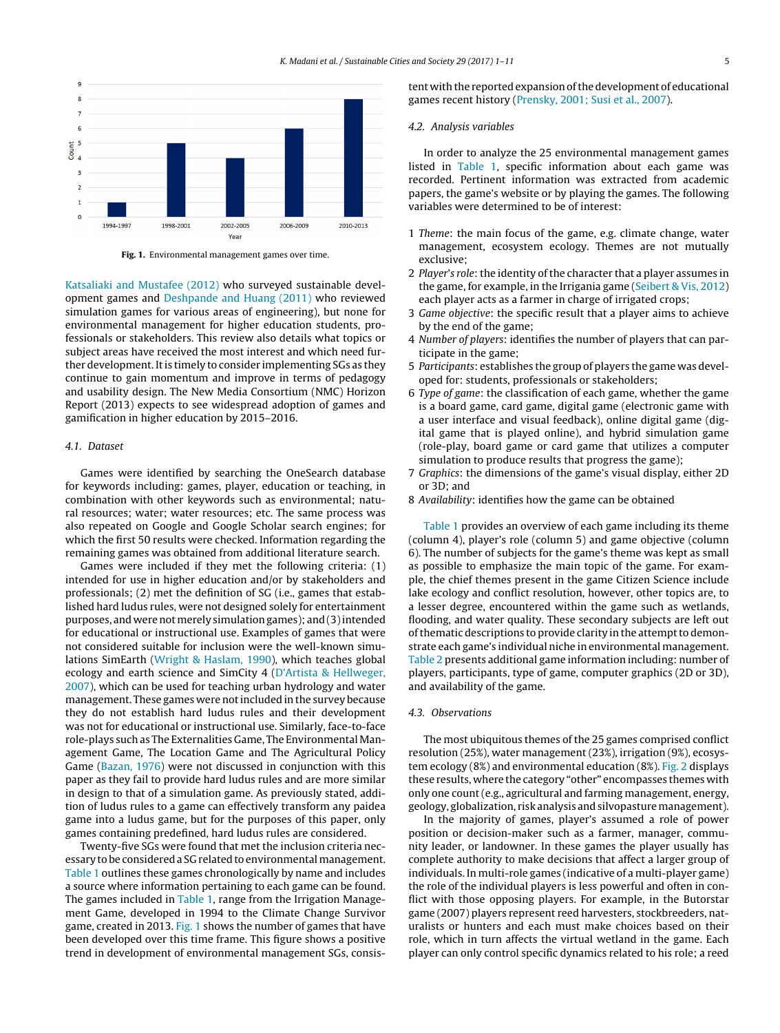Fig. 1. Environmental management games over time.

Katsaliaki and Mustafee (2012) who surveyed sustainable development games and Deshpande and Huang (2011) who reviewed simulation games for various areas of engineering), but none for environmental management for higher education students, professionals or stakeholders. This review also details what topics or subject areas have received the most interest and which need further development. It is timely to consider implementing SGs as they continue to gain momentum and improve in terms of pedagogy and usability design. The New Media Consortium (NMC) Horizon Report (2013) expects to see widespread adoption of games and gamification in higher education by 2015–2016.

### 4.1. Dataset

Games were identified by searching the OneSearch database for keywords including: games, player, education or teaching, in combination with other keywords such as environmental; natural resources; water; water resources; etc. The same process was also repeated on Google and Google Scholar search engines; for which the first 50 results were checked. Information regarding the remaining games was obtained from additional literature search.

Games were included if they met the following criteria: (1) intended for use in higher education and/or by stakeholders and professionals; (2) met the definition of SG (i.e., games that established hard ludus rules, were not designed solely for entertainment purposes, and were not merely simulation games); and (3) intended for educational or instructional use. Examples of games that were not considered suitable for inclusion were the well-known simulations SimEarth (Wright & Haslam, 1990), which teaches global ecology and earth science and SimCity 4 (D'Artista & Hellweger, 2007), which can be used for teaching urban hydrology and water management. These games were not included in the survey because they do not establish hard ludus rules and their development was not for educational or instructional use. Similarly, face-to-face role-plays such as The Externalities Game, The Environmental Management Game, The Location Game and The Agricultural Policy Game (Bazan, 1976) were not discussed in conjunction with this paper as they fail to provide hard ludus rules and are more similar in design to that of a simulation game. As previously stated, addition of ludus rules to a game can effectively transform any paidea game into a ludus game, but for the purposes of this paper, only games containing predefined, hard ludus rules are considered.

Twenty-five SGs were found that met the inclusion criteria necessary to be considered a SG related to environmental management. Table 1 outlines these games chronologically by name and includes a source where information pertaining to each game can be found. The games included in Table 1, range from the Irrigation Management Game, developed in 1994 to the Climate Change Survivor game, created in 2013. Fig. 1 shows the number of games that have been developed over this time frame. This figure shows a positive trend in development of environmental management SGs, consistent with the reported expansion of the development of educational games recent history (Prensky, 2001; Susi et al., 2007).

### 4.2. Analysis variables

In order to analyze the 25 environmental management games listed in Table 1, specific information about each game was recorded. Pertinent information was extracted from academic papers, the game's website or by playing the games. The following variables were determined to be of interest:

1. *Theme*: the main focus of the game, e.g. climate change, water management, ecosystem ecology. Themes are not mutually exclusive;
2. *Player's role*: the identity of the character that a player assumes in the game, for example, in the Irrigania game (Seibert & Vis, 2012) each player acts as a farmer in charge of irrigated crops;
3. *Game objective*: the specific result that a player aims to achieve by the end of the game;
4. *Number of players*: identifies the number of players that can participate in the game;
5. *Participants*: establishes the group of players the game was developed for: students, professionals or stakeholders;
6. *Type of game*: the classification of each game, whether the game is a board game, card game, digital game (electronic game with a user interface and visual feedback), online digital game (digital game that is played online), and hybrid simulation game (role-play, board game or card game that utilizes a computer simulation to produce results that progress the game);
7. *Graphics*: the dimensions of the game's visual display, either 2D or 3D; and
8. *Availability*: identifies how the game can be obtained

Table 1 provides an overview of each game including its theme (column 4), player's role (column 5) and game objective (column 6). The number of subjects for the game's theme was kept as small as possible to emphasize the main topic of the game. For example, the chief themes present in the game Citizen Science include lake ecology and conflict resolution, however, other topics are, to a lesser degree, encountered within the game such as wetlands, flooding, and water quality. These secondary subjects are left out of thematic descriptions to provide clarity in the attempt to demonstrate each game's individual niche in environmental management. Table 2 presents additional game information including: number of players, participants, type of game, computer graphics (2D or 3D), and availability of the game.

### 4.3. Observations

The most ubiquitous themes of the 25 games comprised conflict resolution (25%), water management (23%), irrigation (9%), ecosystem ecology (8%) and environmental education (8%). Fig. 2 displays these results, where the category "other" encompasses themes with only one count (e.g., agricultural and farming management, energy, geology, globalization, risk analysis and silvopasture management).

In the majority of games, player's assumed a role of power position or decision-maker such as a farmer, manager, community leader, or landowner. In these games the player usually has complete authority to make decisions that affect a larger group of individuals. In multi-role games (indicative of a multi-player game) the role of the individual players is less powerful and often in conflict with those opposing players. For example, in the Butorstar game (2007) players represent reed harvesters, stockbreeders, naturalists or hunters and each must make choices based on their role, which in turn affects the virtual wetland in the game. Each player can only control specific dynamics related to his role; a reed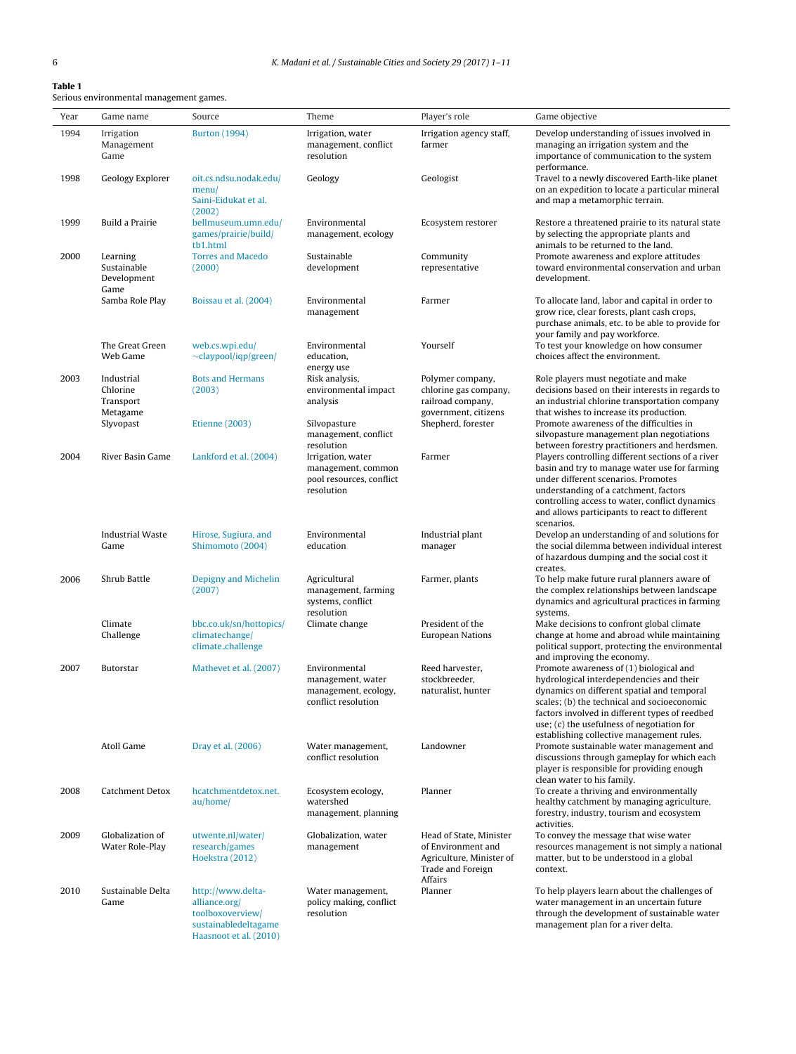**Table 1**
Serious environmental management games.

| Year | Game name | Source | Theme | Player's role | Game objective |
|---|---|---|---|---|---|
| 1994 | Irrigation Management Game | Burton (1994) | Irrigation, water management, conflict resolution | Irrigation agency staff, farmer | Develop understanding of issues involved in managing an irrigation system and the importance of communication to the system performance. |
| 1998 | Geology Explorer | oit.cs.ndsu.nodak.edu/menu/ Saini-Eidukat et al. (2002) | Geology | Geologist | Travel to a newly discovered Earth-like planet on an expedition to locate a particular mineral and map a metamorphic terrain. |
| 1999 | Build a Prairie | bellmuseum.umn.edu/games/prairie/build/tb1.html | Environmental management, ecology | Ecosystem restorer | Restore a threatened prairie to its natural state by selecting the appropriate plants and animals to be returned to the land. |
| 2000 | Learning Sustainable Development Game | Torres and Macedo (2000) | Sustainable development | Community representative | Promote awareness and explore attitudes toward environmental conservation and urban development. |
| | Samba Role Play | Boissau et al. (2004) | Environmental management | Farmer | To allocate land, labor and capital in order to grow rice, clear forests, plant cash crops, purchase animals, etc. to be able to provide for your family and pay workforce. |
| | The Great Green Web Game | web.cs.wpi.edu/~claypool/iqp/green/ | Environmental education, energy use | Yourself | To test your knowledge on how consumer choices affect the environment. |
| 2003 | Industrial Chlorine Transport Metagame | Bots and Hermans (2003) | Risk analysis, environmental impact analysis | Polymer company, chlorine gas company, railroad company, government, citizens | Role players must negotiate and make decisions based on their interests in regards to an industrial chlorine transportation company that wishes to increase its production. |
| | Slyvopast | Etienne (2003) | Silvopasture management, conflict resolution | Shepherd, forester | Promote awareness of the difficulties in silvopasture management plan negotiations between forestry practitioners and herdsmen. |
| 2004 | River Basin Game | Lankford et al. (2004) | Irrigation, water management, common pool resources, conflict resolution | Farmer | Players controlling different sections of a river basin and try to manage water use for farming under different scenarios. Promotes understanding of a catchment, factors controlling access to water, conflict dynamics and allows participants to react to different scenarios. |
| | Industrial Waste Game | Hirose, Sugiura, and Shimomoto (2004) | Environmental education | Industrial plant manager | Develop an understanding of and solutions for the social dilemma between individual interest of hazardous dumping and the social cost it creates. |
| 2006 | Shrub Battle | Depigny and Michelin (2007) | Agricultural management, farming systems, conflict resolution | Farmer, plants | To help make future rural planners aware of the complex relationships between landscape dynamics and agricultural practices in farming systems. |
| | Climate Challenge | bbc.co.uk/sn/hottopics/climatechange/climate_challenge | Climate change | President of the European Nations | Make decisions to confront global climate change at home and abroad while maintaining political support, protecting the environmental and improving the economy. |
| 2007 | Butorstar | Mathevet et al. (2007) | Environmental management, water management, ecology, conflict resolution | Reed harvester, stockbreeder, naturalist, hunter | Promote awareness of (1) biological and hydrological interdependencies and their dynamics on different spatial and temporal scales; (b) the technical and socioeconomic factors involved in different types of reedbed use; (c) the usefulness of negotiation for establishing collective management rules. |
| | Atoll Game | Dray et al. (2006) | Water management, conflict resolution | Landowner | Promote sustainable water management and discussions through gameplay for which each player is responsible for providing enough clean water to his family. |
| 2008 | Catchment Detox | hcatchmentdetox.net.au/home/ | Ecosystem ecology, watershed management, planning | Planner | To create a thriving and environmentally healthy catchment by managing agriculture, forestry, industry, tourism and ecosystem activities. |
| 2009 | Globalization of Water Role-Play | utwente.nl/water/research/games Hoekstra (2012) | Globalization, water management | Head of State, Minister of Environment and Agriculture, Minister of Trade and Foreign Affairs | To convey the message that wise water resources management is not simply a national matter, but to be understood in a global context. |
| 2010 | Sustainable Delta Game | http://www.delta-alliance.org/toolboxoverview/sustainabledeltagame Haasnoot et al. (2010) | Water management, policy making, conflict resolution | Planner | To help players learn about the challenges of water management in an uncertain future through the development of sustainable water management plan for a river delta. |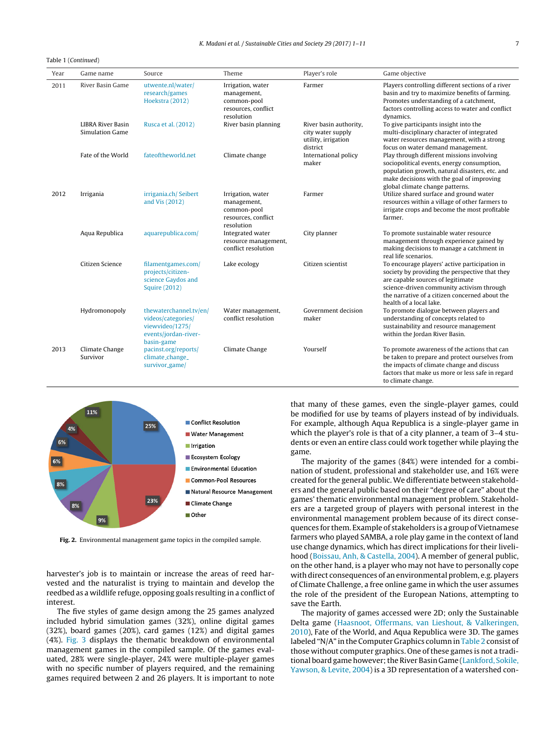Table 1 (*Continued*)

| Year | Game name | Source | Theme | Player's role | Game objective |
|---|---|---|---|---|---|
| 2011 | River Basin Game | utwente.nl/water/research/games Hoekstra (2012) | Irrigation, water management, common-pool resources, conflict resolution | Farmer | Players controlling different sections of a river basin and try to maximize benefits of farming. Promotes understanding of a catchment, factors controlling access to water and conflict dynamics. |
| | LIBRA River Basin Simulation Game | Rusca et al. (2012) | River basin planning | River basin authority, city water supply utility, irrigation district | To give participants insight into the multi-disciplinary character of integrated water resources management, with a strong focus on water demand management. |
| | Fate of the World | fateoftheworld.net | Climate change | International policy maker | Play through different missions involving sociopolitical events, energy consumption, population growth, natural disasters, etc. and make decisions with the goal of improving global climate change patterns. |
| 2012 | Irrigania | irrigania.ch/ Seibert and Vis (2012) | Irrigation, water management, common-pool resources, conflict resolution | Farmer | Utilize shared surface and ground water resources within a village of other farmers to irrigate crops and become the most profitable farmer. |
| | Aqua Republica | aquarepublica.com/ | Integrated water resource management, conflict resolution | City planner | To promote sustainable water resource management through experience gained by making decisions to manage a catchment in real life scenarios. |
| | Citizen Science | filamentgames.com/projects/citizen-science Gaydos and Squire (2012) | Lake ecology | Citizen scientist | To encourage players' active participation in society by providing the perspective that they are capable sources of legitimate science-driven community activism through the narrative of a citizen concerned about the health of a local lake. |
| | Hydromonopoly | thewaterchannel.tv/en/videos/categories/viewvideo/1275/events/jordan-river-basin-game | Water management, conflict resolution | Government decision maker | To promote dialogue between players and understanding of concepts related to sustainability and resource management within the Jordan River Basin. |
| 2013 | Climate Change Survivor | pacinst.org/reports/climate_change_survivor_game/ | Climate Change | Yourself | To promote awareness of the actions that can be taken to prepare and protect ourselves from the impacts of climate change and discuss factors that make us more or less safe in regard to climate change. |

**Fig. 2.** Environmental management game topics in the compiled sample.

harvester's job is to maintain or increase the areas of reed harvested and the naturalist is trying to maintain and develop the reedbed as a wildlife refuge, opposing goals resulting in a conflict of interest.

The five styles of game design among the 25 games analyzed included hybrid simulation games (32%), online digital games (32%), board games (20%), card games (12%) and digital games (4%). Fig. 3 displays the thematic breakdown of environmental management games in the compiled sample. Of the games evaluated, 28% were single-player, 24% were multiple-player games with no specific number of players required, and the remaining games required between 2 and 26 players. It is important to note that many of these games, even the single-player games, could be modified for use by teams of players instead of by individuals. For example, although Aqua Republica is a single-player game in which the player's role is that of a city planner, a team of 3–4 students or even an entire class could work together while playing the game.

The majority of the games (84%) were intended for a combination of student, professional and stakeholder use, and 16% were created for the general public. We differentiate between stakeholders and the general public based on their "degree of care" about the games' thematic environmental management problem. Stakeholders are a targeted group of players with personal interest in the environmental management problem because of its direct consequences for them. Example of stakeholders is a group of Vietnamese farmers who played SAMBA, a role play game in the context of land use change dynamics, which has direct implications for their livelihood (Boissau, Anh, & Castella, 2004). A member of general public, on the other hand, is a player who may not have to personally cope with direct consequences of an environmental problem, e.g. players of Climate Challenge, a free online game in which the user assumes the role of the president of the European Nations, attempting to save the Earth.

The majority of games accessed were 2D; only the Sustainable Delta game (Haasnoot, Offermans, van Lieshout, & Valkeringen, 2010), Fate of the World, and Aqua Republica were 3D. The games labeled "N/A" in the Computer Graphics column in Table 2 consist of those without computer graphics. One of these games is not a traditional board game however; the River Basin Game (Lankford, Sokile, Yawson, & Levite, 2004) is a 3D representation of a watershed con-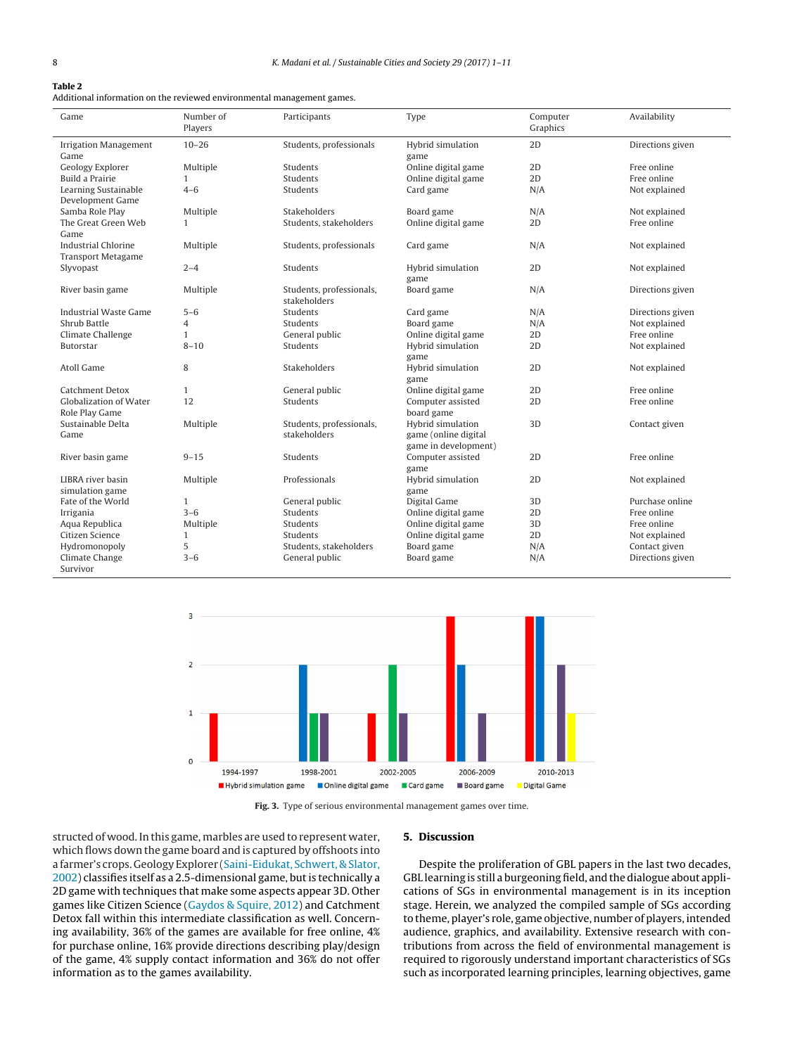**Table 2**
Additional information on the reviewed environmental management games.

| Game | Number of Players | Participants | Type | Computer Graphics | Availability |
|---|---|---|---|---|---|
| Irrigation Management Game | 10–26 | Students, professionals | Hybrid simulation game | 2D | Directions given |
| Geology Explorer | Multiple | Students | Online digital game | 2D | Free online |
| Build a Prairie | 1 | Students | Online digital game | 2D | Free online |
| Learning Sustainable Development Game | 4–6 | Students | Card game | N/A | Not explained |
| Samba Role Play | Multiple | Stakeholders | Board game | N/A | Not explained |
| The Great Green Web Game | 1 | Students, stakeholders | Online digital game | 2D | Free online |
| Industrial Chlorine Transport Metagame | Multiple | Students, professionals | Card game | N/A | Not explained |
| Slyvopast | 2–4 | Students | Hybrid simulation game | 2D | Not explained |
| River basin game | Multiple | Students, professionals, stakeholders | Board game | N/A | Directions given |
| Industrial Waste Game | 5–6 | Students | Card game | N/A | Directions given |
| Shrub Battle | 4 | Students | Board game | N/A | Not explained |
| Climate Challenge | 1 | General public | Online digital game | 2D | Free online |
| Butorstar | 8–10 | Students | Hybrid simulation game | 2D | Not explained |
| Atoll Game | 8 | Stakeholders | Hybrid simulation game | 2D | Not explained |
| Catchment Detox | 1 | General public | Online digital game | 2D | Free online |
| Globalization of Water Role Play Game | 12 | Students | Computer assisted board game | 2D | Free online |
| Sustainable Delta Game | Multiple | Students, professionals, stakeholders | Hybrid simulation game (online digital game in development) | 3D | Contact given |
| River basin game | 9–15 | Students | Computer assisted game | 2D | Free online |
| LIBRA river basin simulation game | Multiple | Professionals | Hybrid simulation game | 2D | Not explained |
| Fate of the World | 1 | General public | Digital Game | 3D | Purchase online |
| Irrigania | 3–6 | Students | Online digital game | 2D | Free online |
| Aqua Republica | Multiple | Students | Online digital game | 3D | Free online |
| Citizen Science | 1 | Students | Online digital game | 2D | Not explained |
| Hydromonopoly | 5 | Students, stakeholders | Board game | N/A | Contact given |
| Climate Change Survivor | 3–6 | General public | Board game | N/A | Directions given |

**Fig. 3.** Type of serious environmental management games over time.

structured of wood. In this game, marbles are used to represent water, which flows down the game board and is captured by offshoots into a farmer's crops. Geology Explorer (Saini-Eidukat, Schwert, & Slator, 2002) classifies itself as a 2.5-dimensional game, but is technically a 2D game with techniques that make some aspects appear 3D. Other games like Citizen Science (Gaydos & Squire, 2012) and Catchment Detox fall within this intermediate classification as well. Concerning availability, 36% of the games are available for free online, 4% for purchase online, 16% provide directions describing play/design of the game, 4% supply contact information and 36% do not offer information as to the games availability.

## 5. Discussion

Despite the proliferation of GBL papers in the last two decades, GBL learning is still a burgeoning field, and the dialogue about applications of SGs in environmental management is in its inception stage. Herein, we analyzed the compiled sample of SGs according to theme, player's role, game objective, number of players, intended audience, graphics, and availability. Extensive research with contributions from across the field of environmental management is required to rigorously understand important characteristics of SGs such as incorporated learning principles, learning objectives, game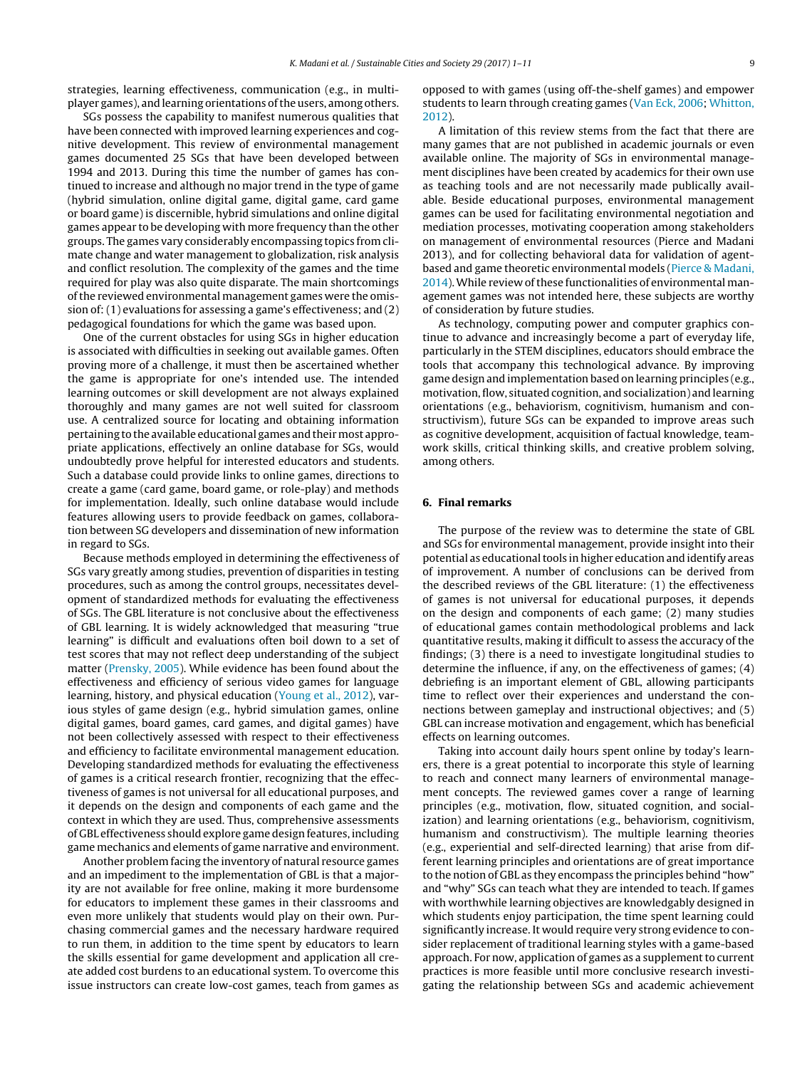strategies, learning effectiveness, communication (e.g., in multiplayer games), and learning orientations of the users, among others.

SGs possess the capability to manifest numerous qualities that have been connected with improved learning experiences and cognitive development. This review of environmental management games documented 25 SGs that have been developed between 1994 and 2013. During this time the number of games has continued to increase and although no major trend in the type of game (hybrid simulation, online digital game, digital game, card game or board game) is discernible, hybrid simulations and online digital games appear to be developing with more frequency than the other groups. The games vary considerably encompassing topics from climate change and water management to globalization, risk analysis and conflict resolution. The complexity of the games and the time required for play was also quite disparate. The main shortcomings of the reviewed environmental management games were the omission of: (1) evaluations for assessing a game's effectiveness; and (2) pedagogical foundations for which the game was based upon.

One of the current obstacles for using SGs in higher education is associated with difficulties in seeking out available games. Often proving more of a challenge, it must then be ascertained whether the game is appropriate for one's intended use. The intended learning outcomes or skill development are not always explained thoroughly and many games are not well suited for classroom use. A centralized source for locating and obtaining information pertaining to the available educational games and their most appropriate applications, effectively an online database for SGs, would undoubtedly prove helpful for interested educators and students. Such a database could provide links to online games, directions to create a game (card game, board game, or role-play) and methods for implementation. Ideally, such online database would include features allowing users to provide feedback on games, collaboration between SG developers and dissemination of new information in regard to SGs.

Because methods employed in determining the effectiveness of SGs vary greatly among studies, prevention of disparities in testing procedures, such as among the control groups, necessitates development of standardized methods for evaluating the effectiveness of SGs. The GBL literature is not conclusive about the effectiveness of GBL learning. It is widely acknowledged that measuring "true learning" is difficult and evaluations often boil down to a set of test scores that may not reflect deep understanding of the subject matter (Prensky, 2005). While evidence has been found about the effectiveness and efficiency of serious video games for language learning, history, and physical education (Young et al., 2012), various styles of game design (e.g., hybrid simulation games, online digital games, board games, card games, and digital games) have not been collectively assessed with respect to their effectiveness and efficiency to facilitate environmental management education. Developing standardized methods for evaluating the effectiveness of games is a critical research frontier, recognizing that the effectiveness of games is not universal for all educational purposes, and it depends on the design and components of each game and the context in which they are used. Thus, comprehensive assessments of GBL effectiveness should explore game design features, including game mechanics and elements of game narrative and environment.

Another problem facing the inventory of natural resource games and an impediment to the implementation of GBL is that a majority are not available for free online, making it more burdensome for educators to implement these games in their classrooms and even more unlikely that students would play on their own. Purchasing commercial games and the necessary hardware required to run them, in addition to the time spent by educators to learn the skills essential for game development and application all create added cost burdens to an educational system. To overcome this issue instructors can create low-cost games, teach from games as opposed to with games (using off-the-shelf games) and empower students to learn through creating games (Van Eck, 2006; Whitton, 2012).

A limitation of this review stems from the fact that there are many games that are not published in academic journals or even available online. The majority of SGs in environmental management disciplines have been created by academics for their own use as teaching tools and are not necessarily made publically available. Beside educational purposes, environmental management games can be used for facilitating environmental negotiation and mediation processes, motivating cooperation among stakeholders on management of environmental resources (Pierce and Madani 2013), and for collecting behavioral data for validation of agent-based and game theoretic environmental models (Pierce & Madani, 2014). While review of these functionalities of environmental management games was not intended here, these subjects are worthy of consideration by future studies.

As technology, computing power and computer graphics continue to advance and increasingly become a part of everyday life, particularly in the STEM disciplines, educators should embrace the tools that accompany this technological advance. By improving game design and implementation based on learning principles (e.g., motivation, flow, situated cognition, and socialization) and learning orientations (e.g., behaviorism, cognitivism, humanism and constructivism), future SGs can be expanded to improve areas such as cognitive development, acquisition of factual knowledge, teamwork skills, critical thinking skills, and creative problem solving, among others.

## 6. Final remarks

The purpose of the review was to determine the state of GBL and SGs for environmental management, provide insight into their potential as educational tools in higher education and identify areas of improvement. A number of conclusions can be derived from the described reviews of the GBL literature: (1) the effectiveness of games is not universal for educational purposes, it depends on the design and components of each game; (2) many studies of educational games contain methodological problems and lack quantitative results, making it difficult to assess the accuracy of the findings; (3) there is a need to investigate longitudinal studies to determine the influence, if any, on the effectiveness of games; (4) debriefing is an important element of GBL, allowing participants time to reflect over their experiences and understand the connections between gameplay and instructional objectives; and (5) GBL can increase motivation and engagement, which has beneficial effects on learning outcomes.

Taking into account daily hours spent online by today's learners, there is a great potential to incorporate this style of learning to reach and connect many learners of environmental management concepts. The reviewed games cover a range of learning principles (e.g., motivation, flow, situated cognition, and socialization) and learning orientations (e.g., behaviorism, cognitivism, humanism and constructivism). The multiple learning theories (e.g., experiential and self-directed learning) that arise from different learning principles and orientations are of great importance to the notion of GBL as they encompass the principles behind "how" and "why" SGs can teach what they are intended to teach. If games with worthwhile learning objectives are knowledgably designed in which students enjoy participation, the time spent learning could significantly increase. It would require very strong evidence to consider replacement of traditional learning styles with a game-based approach. For now, application of games as a supplement to current practices is more feasible until more conclusive research investigating the relationship between SGs and academic achievement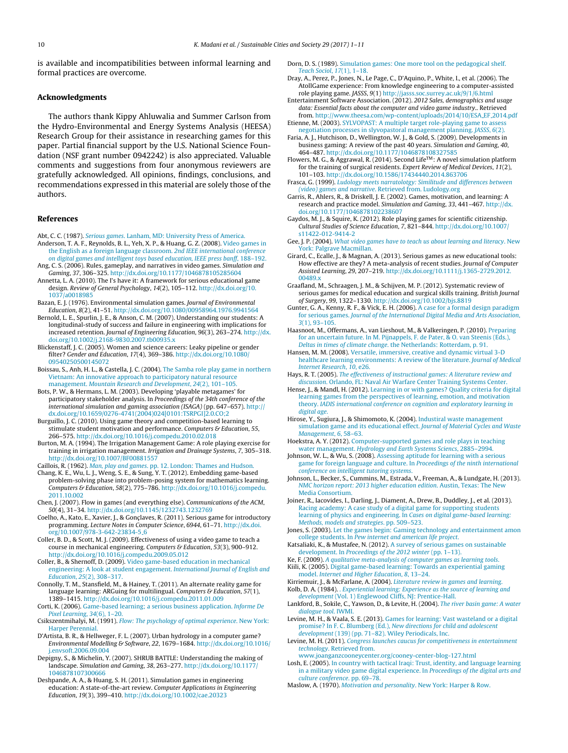is available and incompatibilities between informal learning and formal practices are overcome.

## Acknowledgments

The authors thank Kippy Ahluwalia and Summer Carlson from the Hydro-Environmental and Energy Systems Analysis (HEESA) Research Group for their assistance in researching games for this paper. Partial financial support by the U.S. National Science Foundation (NSF grant number 0942242) is also appreciated. Valuable comments and suggestions from four anonymous reviewers are gratefully acknowledged. All opinions, findings, conclusions, and recommendations expressed in this material are solely those of the authors.

## References

Abt, C. C. (1987). *Serious games*. Lanham, MD: University Press of America.

Anderson, T. A. F., Reynolds, B. L., Yeh, X. P., & Huang, G. Z. (2008). Video games in the English as a foreign language classroom. *2nd IEEE international conference on digital games and intelligent toys based education, IEEE press banff*, 188–192.

Ang, C. S. (2006). Rules, gameplay, and narratives in video games. *Simulation and Gaming*, *37*, 306–325. http://dx.doi.org/10.1177/1046878105285604

Annetta, L. A. (2010). The I's have it: A framework for serious educational game design. *Review of General Psychology*, *14*(2), 105–112. http://dx.doi.org/10.1037/a0018985

Bazan, E. J. (1976). Environmental simulation games. *Journal of Environmental Education*, *8*(2), 41–51. http://dx.doi.org/10.1080/00958964.1976.9941564

Bernold, L. E., Spurlin, J. E., & Anson, C. M. (2007). Understanding our students: A longitudinal-study of success and failure in engineering with implications for increased retention. *Journal of Engineering Education*, *96*(3), 263–274. http://dx.doi.org/10.1002/j.2168-9830.2007.tb00935.x

Blickenstaff, J. C. (2005). Women and science careers: Leaky pipeline or gender filter? *Gender and Education*, *17*(4), 369–386. http://dx.doi.org/10.1080/09540250500145072

Boissau, S., Anh, H. L., & Castella, J. C. (2004). The Samba role play game in northern Vietnam: An innovative approach to participatory natural resource management. *Mountain Research and Development*, *24*(2), 101–105.

Bots, P. W., & Hermans, L. M. (2003). Developing 'playable metagames' for participatory stakeholder analysis. In *Proceedings of the 34th conference of the international simulation and gaming association (ISAGA)* (pp. 647–657). http://dx.doi.org/10.1659/0276-4741(2004)024[0101:TSRPGI]2.0.CO;2

Burguillo, J. C. (2010). Using game theory and competition-based learning to stimulate student motivation and performance. *Computers & Education*, *55*, 266–575. http://dx.doi.org/10.1016/j.compedu.2010.02.018

Burton, M. A. (1994). The Irrigation Management Game: A role playing exercise for training in irrigation management. *Irrigation and Drainage Systems*, *7*, 305–318. http://dx.doi.org/10.1007/BF00881557

Caillois, R. (1962). *Man, play and games*. pp. 12. London: Thames and Hudson.

Chang, K. E., Wu, L. J., Weng, S. E., & Sung, Y. T. (2012). Embedding game-based problem-solving phase into problem-posing system for mathematics learning. *Computers & Education*, *58*(2), 775–786. http://dx.doi.org/10.1016/j.compedu.2011.10.002

Chen, J. (2007). Flow in games (and everything else). *Communications of the ACM*, *50*(4), 31–34. http://dx.doi.org/10.1145/1232743.1232769

Coelho, A., Kato, E., Xavier, J., & Gonçlaves, R. (2011). Serious game for introductory programming. *Lecture Notes in Computer Science*, *6944*, 61–71. http://dx.doi.org/10.1007/978-3-642-23834-5_6

Coller, B. D., & Scott, M. J. (2009). Effectiveness of using a video game to teach a course in mechanical engineering. *Computers & Education*, *53*(3), 900–912. http://dx.doi.org/10.1016/j.compedu.2009.05.012

Coller, B., & Shernoff, D. (2009). Video game-based education in mechanical engineering: A look at student engagement. *International Journal of English and Education*, *25*(2), 308–317.

Connolly, T. M., Stansfield, M., & Hainey, T. (2011). An alternate reality game for language learning: ARGuing for multilingual. *Computers & Education*, *57*(1), 1389–1415. http://dx.doi.org/10.1016/j.compedu.2011.01.009

Corti, K. (2006). Game-based learning; a serious business application. *Informe De Pixel Learning*, *34*(6), 1–20.

Csikszentmihalyi, M. (1991). *Flow: The psychology of optimal experience*. New York: Harper Perennial.

D'Artista, B. R., & Hellweger, F. L. (2007). Urban hydrology in a computer game? *Environmental Modelling & Software*, *22*, 1679–1684. http://dx.doi.org/10.1016/j.envsoft.2006.09.004

Depigny, S., & Michelin, Y. (2007). SHRUB BATTLE: Understanding the making of landscape. *Simulation and Gaming*, *38*, 263–277. http://dx.doi.org/10.1177/1046878107300666

Deshpande, A. A., & Huang, S. H. (2011). Simulation games in engineering education: A state-of-the-art review. *Computer Applications in Engineering Education*, *19*(3), 399–410. http://dx.doi.org/10.1002/cae.20323

Dorn, D. S. (1989). Simulation games: One more tool on the pedagogical shelf. *Teach Sociol*, *17*(1), 1–18.

Dray, A., Perez, P., Jones, N., Le Page, C., D'Aquino, P., White, I., et al. (2006). The AtollGame experience: From knowledge engineering to a computer-assisted role playing game. *JASSS*, *9*(1) http://jasss.soc.surrey.ac.uk/9/1/6.html

Entertainment Software Association. (2012). *2012 Sales, demographics and usage data: Essential facts about the computer and video game industry*.. Retrieved from. http://www.theesa.com/wp-content/uploads/2014/10/ESA_EF_2014.pdf

Etienne, M. (2003). SYLVOPAST: A multiple target role-playing game to assess negotiation processes in slyvopastoral management planning. *JASSS*, *6*(2).

Faria, A. J., Hutchison, D., Wellington, W. J., & Gold, S. (2009). Developments in business gaming: A review of the past 40 years. *Simulation and Gaming*, *40*, 464–487. http://dx.doi.org/10.1177/1046878108327585

Flowers, M. G., & Aggrawal, R. (2014). Second Life™: A novel simulation platform for the training of surgical residents. *Expert Review of Medical Devices*, *11*(2), 101–103. http://dx.doi.org/10.1586/17434440.2014.863706

Frasca, G. (1999). *Ludology meets narratolotgy: Similitude and differences between (video) games and narrative*. Retrieved from. Ludology.org

Garris, R., Ahlers, R., & Driskell, J. E. (2002). Games, motivation, and learning: A research and practice model. *Simulation and Gaming*, *33*, 441–467. http://dx.doi.org/10.1177/1046878102238607

Gaydos, M. J., & Squire, K. (2012). Role playing games for scientific citizenship. *Cultural Studies of Science Education*, *7*, 821–844. http://dx.doi.org/10.1007/s11422-012-9414-2

Gee, J. P. (2004). *What video games have to teach us about learning and literacy*. New York: Palgrave Macmillan.

Girard, C., Ecalle, J., & Magnan, A. (2013). Serious games as new educational tools: How effective are they? A meta-analysis of recent studies. *Journal of Computer Assisted Learning*, *29*, 207–219. http://dx.doi.org/10.1111/j.1365-2729.2012.00489.x

Graafland, M., Schraagen, J. M., & Schijven, M. P. (2012). Systematic review of serious games for medical education and surgical skills training. *British Journal of Surgery*, *99*, 1322–1330. http://dx.doi.org/10.1002/bjs.8819

Gunter, G. A., Kenny, R. F., & Vick, E. H. (2006). A case for a formal design paradigm for serious games. *Journal of the International Digital Media and Arts Association*, *3*(1), 93–105.

Haasnoot, M., Offermans, A., van Lieshout, M., & Valkeringen, P. (2010). Preparing for an uncertain future. In M. Pijnappels, F. de Pater, & O. van Steenis (Eds.), *Deltas in times of climate change*. the Netherlands: Rotterdam, p. 91.

Hansen, M. M. (2008). Versatile, immersive, creative and dynamic virtual 3-D healthcare learning environments: A review of the literature. *Journal of Medical Internet Research*, *10*, e26.

Hays, R. T. (2005). *The effectiveness of instructional games: A literature review and discussion*. Orlando, FL: Naval Air Warfare Center Training Systems Center.

Hense, J., & Mandl, H. (2012). Learning in or with games? Quality criteria for digital learning games from the perspectives of learning, emotion, and motivation theory. *IADIS international conference on cognition and exploratory learning in digital age*.

Hirose, Y., Sugiura, J., & Shimomoto, K. (2004). Industrial waste management simulation game and its educational effect. *Journal of Material Cycles and Waste Management*, *6*, 58–63.

Hoekstra, A. Y. (2012). Computer-supported games and role plays in teaching water management. *Hydrology and Earth Systems Sciences*, 2885–2994.

Johnson, W. L., & Wu, S. (2008). Assessing aptitude for learning with a serious game for foreign language and culture. In *Proceedings of the ninth international conference on intelligent tutoring systems*.

Johnson, L., Becker, S., Cummins, M., Estrada, V., Freeman, A., & Lundgate, H. (2013). *NMC horizon report: 2013 higher education edition*. Austin, Texas: The New Media Consortium.

Joiner, R., Iacovides, I., Darling, J., Diament, A., Drew, B., Duddley, J., et al. (2013). Racing academy: A case study of a digital game for supporting students learning of physics and engineering. In *Cases on digital game-based learning: Methods, models and strategies*. pp. 509–523.

Jones, S. (2003). Let the games begin: Gaming technology and entertainment amon college students. In *Pew internet and american life project*.

Katsaliaki, K., & Mustafee, N. (2012). A survey of serious games on sustainable development. In *Proceedings of the 2012 winter* (pp. 1–13).

Ke, F. (2009). *A qualitative meta-analysis of computer games as learning tools*.

Kiili, K. (2005). Digital game-based learning: Towards an experiential gaming model. *Internet and Higher Education*, *8*, 13–24.

Kirriemuir, J., & McFarlane, A. (2004). *Literature review in games and learning*.

Kolb, D. A. (1984). . *Experiential learning: Experience as the source of learning and development* (Vol. 1) Englewood Cliffs, NJ: Prentice-Hall.

Lankford, B., Sokile, C., Yawson, D., & Levite, H. (2004). *The river basin game: A water dialogue tool*. IWMI.

Levine, M. H., & Vaala, S. E. (2013). Games for learning: Vast wasteland or a digital promise? In F. C. Blumberg (Ed.), *New directions for child and adolescent development* (139) (pp. 71–82). Wiley Periodicals, Inc.

Levine, M. H. (2011). *Congress launches caucus for competitiveness in entertainment technology*. Retrieved from. www.joanganzcooneycenter.org/cooney-center-blog-127.html

Losh, E. (2005). In country with tactical Iraqi: Trust, identity, and language learning in a military video game digital experience. In *Proceedings of the digital arts and culture conference*. pp. 69–78.

Maslow, A. (1970). *Motivation and personality*. New York: Harper & Row.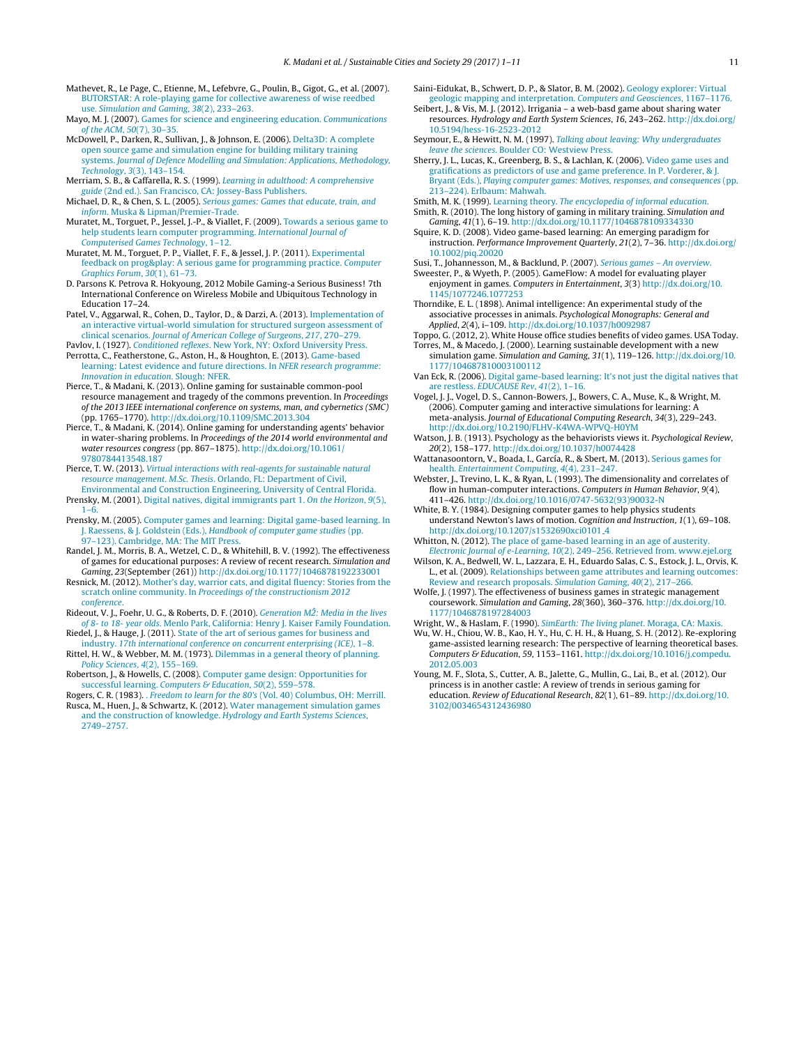Mathevet, R., Le Page, C., Etienne, M., Lefebvre, G., Poulin, B., Gigot, G., et al. (2007). BUTORSTAR: A role-playing game for collective awareness of wise reedbed use. *Simulation and Gaming*, *38*(2), 233–263.

Mayo, M. J. (2007). Games for science and engineering education. *Communications of the ACM*, *50*(7), 30–35.

McDowell, P., Darken, R., Sullivan, J., & Johnson, E. (2006). Delta3D: A complete open source game and simulation engine for building military training systems. *Journal of Defence Modelling and Simulation: Applications, Methodology, Technology*, *3*(3), 143–154.

Merriam, S. B., & Caffarella, R. S. (1999). *Learning in adulthood: A comprehensive guide* (2nd ed.). San Francisco, CA: Jossey-Bass Publishers.

Michael, D. R., & Chen, S. L. (2005). *Serious games: Games that educate, train, and inform*. Muska & Lipman/Premier-Trade.

Muratet, M., Torguet, P., Jessel, J.-P., & Viallet, F. (2009). Towards a serious game to help students learn computer programming. *International Journal of Computerised Games Technology*, 1–12.

Muratet, M. M., Torguet, P. P., Viallet, F. F., & Jessel, J. P. (2011). Experimental feedback on prog&play: A serious game for programming practice. *Computer Graphics Forum*, *30*(1), 61–73.

D. Parsons K. Petrova R. Hokyoung, 2012 Mobile Gaming-a Serious Business! 7th International Conference on Wireless Mobile and Ubiquitous Technology in Education 17–24.

Patel, V., Aggarwal, R., Cohen, D., Taylor, D., & Darzi, A. (2013). Implementation of an interactive virtual-world simulation for structured surgeon assessment of clinical scenarios. *Journal of American College of Surgeons*, *217*, 270–279.

Pavlov, I. (1927). *Conditioned reflexes*. New York, NY: Oxford University Press.

Perrotta, C., Featherstone, G., Aston, H., & Houghton, E. (2013). Game-based learning: Latest evidence and future directions. In *NFER research programme: Innovation in education*. Slough: NFER.

Pierce, T., & Madani, K. (2013). Online gaming for sustainable common-pool resource management and tragedy of the commons prevention. In *Proceedings of the 2013 IEEE international conference on systems, man, and cybernetics (SMC)* (pp. 1765–1770). http://dx.doi.org/10.1109/SMC.2013.304

Pierce, T., & Madani, K. (2014). Online gaming for understanding agents' behavior in water-sharing problems. In *Proceedings of the 2014 world environmental and water resources congress* (pp. 867–1875). http://dx.doi.org/10.1061/9780784413548.187

Pierce, T. W. (2013). *Virtual interactions with real-agents for sustainable natural resource management. M.Sc. Thesis*. Orlando, FL: Department of Civil, Environmental and Construction Engineering, University of Central Florida.

Prensky, M. (2001). Digital natives, digital immigrants part 1. *On the Horizon*, *9*(5), 1–6.

Prensky, M. (2005). Computer games and learning: Digital game-based learning. In J. Raessens, & J. Goldstein (Eds.), *Handbook of computer game studies* (pp. 97–123). Cambridge, MA: The MIT Press.

Randel, J. M., Morris, B. A., Wetzel, C. D., & Whitehill, B. V. (1992). The effectiveness of games for educational purposes: A review of recent research. *Simulation and Gaming*, *23*(September (261)) http://dx.doi.org/10.1177/1046878192233001

Resnick, M. (2012). Mother's day, warrior cats, and digital fluency: Stories from the scratch online community. In *Proceedings of the constructionism 2012 conference*.

Rideout, V. J., Foehr, U. G., & Roberts, D. F. (2010). *Generation M2̂: Media in the lives of 8- to 18- year olds*. Menlo Park, California: Henry J. Kaiser Family Foundation.

Riedel, J., & Hauge, J. (2011). State of the art of serious games for business and industry. *17th international conference on concurrent enterprising (ICE)*, 1–8.

Rittel, H. W., & Webber, M. M. (1973). Dilemmas in a general theory of planning. *Policy Sciences*, *4*(2), 155–169.

Robertson, J., & Howells, C. (2008). Computer game design: Opportunities for successful learning. *Computers & Education*, *50*(2), 559–578.

Rogers, C. R. (1983). . *Freedom to learn for the 80's* (Vol. 40) Columbus, OH: Merrill.

Rusca, M., Huen, J., & Schwartz, K. (2012). Water management simulation games and the construction of knowledge. *Hydrology and Earth Systems Sciences*, 2749–2757.

Saini-Eidukat, B., Schwert, D. P., & Slator, B. M. (2002). Geology explorer: Virtual geologic mapping and interpretation. *Computers and Geosciences*, 1167–1176.

Seibert, J., & Vis, M. J. (2012). Irrigania – a web-basd game about sharing water resources. *Hydrology and Earth System Sciences*, *16*, 243–262. http://dx.doi.org/10.5194/hess-16-2523-2012

Seymour, E., & Hewitt, N. M. (1997). *Talking about leaving: Why undergraduates leave the sciences*. Boulder CO: Westview Press.

Sherry, J. L., Lucas, K., Greenberg, B. S., & Lachlan, K. (2006). Video game uses and gratifications as predictors of use and game preference. In P. Vorderer, & J. Bryant (Eds.), *Playing computer games: Motives, responses, and consequences* (pp. 213–224). Erlbaum: Mahwah.

Smith, M. K. (1999). Learning theory. *The encyclopedia of informal education*.

Smith, R. (2010). The long history of gaming in military training. *Simulation and Gaming*, *41*(1), 6–19. http://dx.doi.org/10.1177/1046878109334330

Squire, K. D. (2008). Video game-based learning: An emerging paradigm for instruction. *Performance Improvement Quarterly*, *21*(2), 7–36. http://dx.doi.org/10.1002/piq.20020

Susi, T., Johannesson, M., & Backlund, P. (2007). *Serious games – An overview*.

Sweester, P., & Wyeth, P. (2005). GameFlow: A model for evaluating player enjoyment in games. *Computers in Entertainment*, *3*(3) http://dx.doi.org/10.1145/1077246.1077253

Thorndike, E. L. (1898). Animal intelligence: An experimental study of the associative processes in animals. *Psychological Monographs: General and Applied*, *2*(4), i–109. http://dx.doi.org/10.1037/h0092987

Toppo, G. (2012, 2). White House office studies benefits of video games. USA Today.

Torres, M., & Macedo, J. (2000). Learning sustainable development with a new simulation game. *Simulation and Gaming*, *31*(1), 119–126. http://dx.doi.org/10.1177/104687810003100112

Van Eck, R. (2006). Digital game-based learning: It's not just the digital natives that are restless. *EDUCAUSE Rev*, *41*(2), 1–16.

Vogel, J. J., Vogel, D. S., Cannon-Bowers, J., Bowers, C. A., Muse, K., & Wright, M. (2006). Computer gaming and interactive simulations for learning: A meta-analysis. *Journal of Educational Computing Research*, *34*(3), 229–243. http://dx.doi.org/10.2190/FLHV-K4WA-WPVQ-H0YM

Watson, J. B. (1913). Psychology as the behaviorists views it. *Psychological Review*, *20*(2), 158–177. http://dx.doi.org/10.1037/h0074428

Wattanasoontorn, V., Boada, I., García, R., & Sbert, M. (2013). Serious games for health. *Entertainment Computing*, *4*(4), 231–247.

Webster, J., Trevino, L. K., & Ryan, L. (1993). The dimensionality and correlates of flow in human-computer interactions. *Computers in Human Behavior*, *9*(4), 411–426. http://dx.doi.org/10.1016/0747-5632(93)90032-N

White, B. Y. (1984). Designing computer games to help physics students understand Newton's laws of motion. *Cognition and Instruction*, *1*(1), 69–108. http://dx.doi.org/10.1207/s1532690xci0101 4

Whitton, N. (2012). The place of game-based learning in an age of austerity. *Electronic Journal of e-Learning*, *10*(2), 249–256. Retrieved from. www.ejel.org

Wilson, K. A., Bedwell, W. L., Lazzara, E. H., Eduardo Salas, C. S., Estock, J. L., Orvis, K. L., et al. (2009). Relationships between game attributes and learning outcomes: Review and research proposals. *Simulation Gaming*, *40*(2), 217–266.

Wolfe, J. (1997). The effectiveness of business games in strategic management coursework. *Simulation and Gaming*, *28*(360), 360–376. http://dx.doi.org/10.1177/1046878197284003

Wright, W., & Haslam, F. (1990). *SimEarth: The living planet*. Moraga, CA: Maxis.

Wu, W. H., Chiou, W. B., Kao, H. Y., Hu, C. H. H., & Huang, S. H. (2012). Re-exploring game-assisted learning research: The perspective of learning theoretical bases. *Computers & Education*, *59*, 1153–1161. http://dx.doi.org/10.1016/j.compedu.2012.05.003

Young, M. F., Slota, S., Cutter, A. B., Jalette, G., Mullin, G., Lai, B., et al. (2012). Our princess is in another castle: A review of trends in serious gaming for education. *Review of Educational Research*, *82*(1), 61–89. http://dx.doi.org/10.3102/0034654312436980